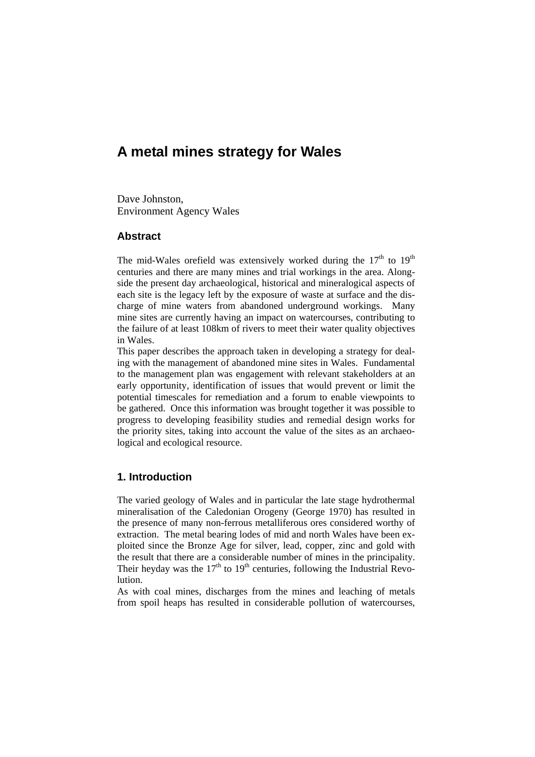# A metal mines strategy for Wales

Dave Johnston,
Environment Agency Wales

## Abstract

The mid-Wales orefield was extensively worked during the 17$^{th}$ to 19$^{th}$ centuries and there are many mines and trial workings in the area. Alongside the present day archaeological, historical and mineralogical aspects of each site is the legacy left by the exposure of waste at surface and the discharge of mine waters from abandoned underground workings. Many mine sites are currently having an impact on watercourses, contributing to the failure of at least 108km of rivers to meet their water quality objectives in Wales.

This paper describes the approach taken in developing a strategy for dealing with the management of abandoned mine sites in Wales. Fundamental to the management plan was engagement with relevant stakeholders at an early opportunity, identification of issues that would prevent or limit the potential timescales for remediation and a forum to enable viewpoints to be gathered. Once this information was brought together it was possible to progress to developing feasibility studies and remedial design works for the priority sites, taking into account the value of the sites as an archaeological and ecological resource.

## 1. Introduction

The varied geology of Wales and in particular the late stage hydrothermal mineralisation of the Caledonian Orogeny (George 1970) has resulted in the presence of many non-ferrous metalliferous ores considered worthy of extraction. The metal bearing lodes of mid and north Wales have been exploited since the Bronze Age for silver, lead, copper, zinc and gold with the result that there are a considerable number of mines in the principality. Their heyday was the 17$^{th}$ to 19$^{th}$ centuries, following the Industrial Revolution.

As with coal mines, discharges from the mines and leaching of metals from spoil heaps has resulted in considerable pollution of watercourses,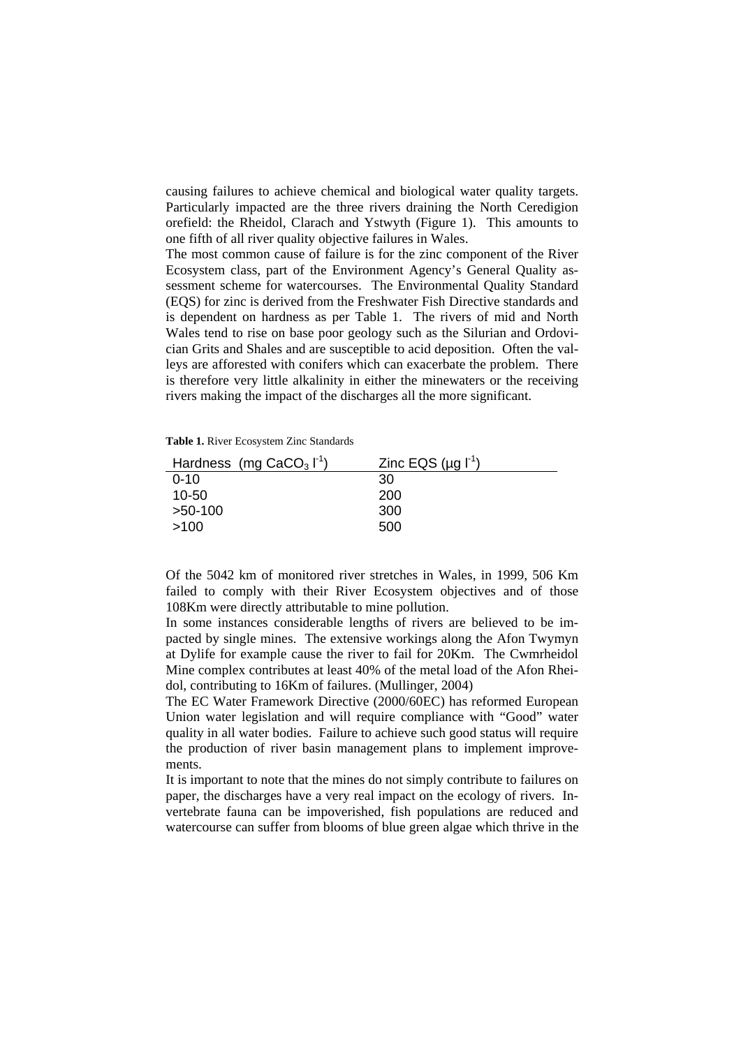causing failures to achieve chemical and biological water quality targets. Particularly impacted are the three rivers draining the North Ceredigion orefield: the Rheidol, Clarach and Ystwyth (Figure 1). This amounts to one fifth of all river quality objective failures in Wales.

The most common cause of failure is for the zinc component of the River Ecosystem class, part of the Environment Agency's General Quality assessment scheme for watercourses. The Environmental Quality Standard (EQS) for zinc is derived from the Freshwater Fish Directive standards and is dependent on hardness as per Table 1. The rivers of mid and North Wales tend to rise on base poor geology such as the Silurian and Ordovician Grits and Shales and are susceptible to acid deposition. Often the valleys are afforested with conifers which can exacerbate the problem. There is therefore very little alkalinity in either the minewaters or the receiving rivers making the impact of the discharges all the more significant.

**Table 1.** River Ecosystem Zinc Standards

| Hardness (mg $CaCO_3$ $l^{-1}$) | Zinc EQS (µg $l^{-1}$) |
|---|---|
| 0-10 | 30 |
| 10-50 | 200 |
| >50-100 | 300 |
| >100 | 500 |

Of the 5042 km of monitored river stretches in Wales, in 1999, 506 Km failed to comply with their River Ecosystem objectives and of those 108Km were directly attributable to mine pollution.

In some instances considerable lengths of rivers are believed to be impacted by single mines. The extensive workings along the Afon Twymyn at Dylife for example cause the river to fail for 20Km. The Cwmrheidol Mine complex contributes at least 40% of the metal load of the Afon Rheidol, contributing to 16Km of failures. (Mullinger, 2004)

The EC Water Framework Directive (2000/60EC) has reformed European Union water legislation and will require compliance with "Good" water quality in all water bodies. Failure to achieve such good status will require the production of river basin management plans to implement improvements.

It is important to note that the mines do not simply contribute to failures on paper, the discharges have a very real impact on the ecology of rivers. Invertebrate fauna can be impoverished, fish populations are reduced and watercourse can suffer from blooms of blue green algae which thrive in the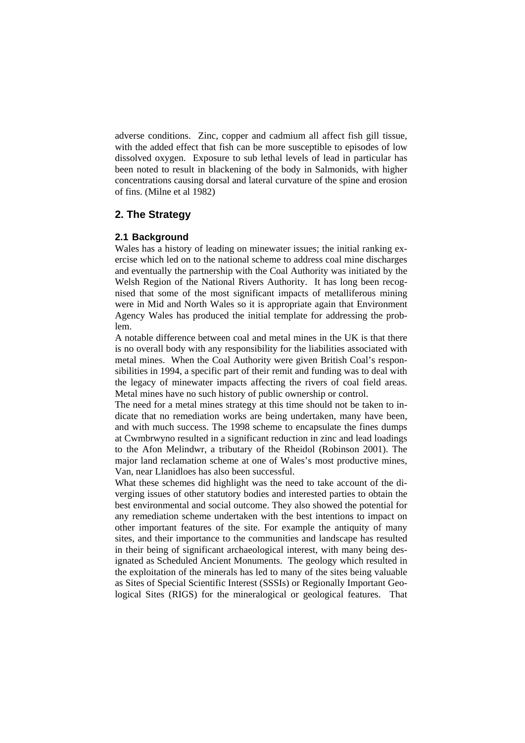adverse conditions. Zinc, copper and cadmium all affect fish gill tissue, with the added effect that fish can be more susceptible to episodes of low dissolved oxygen. Exposure to sub lethal levels of lead in particular has been noted to result in blackening of the body in Salmonids, with higher concentrations causing dorsal and lateral curvature of the spine and erosion of fins. (Milne et al 1982)

## 2. The Strategy

### 2.1 Background

Wales has a history of leading on minewater issues; the initial ranking exercise which led on to the national scheme to address coal mine discharges and eventually the partnership with the Coal Authority was initiated by the Welsh Region of the National Rivers Authority. It has long been recognised that some of the most significant impacts of metalliferous mining were in Mid and North Wales so it is appropriate again that Environment Agency Wales has produced the initial template for addressing the problem.

A notable difference between coal and metal mines in the UK is that there is no overall body with any responsibility for the liabilities associated with metal mines. When the Coal Authority were given British Coal's responsibilities in 1994, a specific part of their remit and funding was to deal with the legacy of minewater impacts affecting the rivers of coal field areas. Metal mines have no such history of public ownership or control.

The need for a metal mines strategy at this time should not be taken to indicate that no remediation works are being undertaken, many have been, and with much success. The 1998 scheme to encapsulate the fines dumps at Cwmbrwyno resulted in a significant reduction in zinc and lead loadings to the Afon Melindwr, a tributary of the Rheidol (Robinson 2001). The major land reclamation scheme at one of Wales's most productive mines, Van, near Llanidloes has also been successful.

What these schemes did highlight was the need to take account of the diverging issues of other statutory bodies and interested parties to obtain the best environmental and social outcome. They also showed the potential for any remediation scheme undertaken with the best intentions to impact on other important features of the site. For example the antiquity of many sites, and their importance to the communities and landscape has resulted in their being of significant archaeological interest, with many being designated as Scheduled Ancient Monuments. The geology which resulted in the exploitation of the minerals has led to many of the sites being valuable as Sites of Special Scientific Interest (SSSIs) or Regionally Important Geological Sites (RIGS) for the mineralogical or geological features. That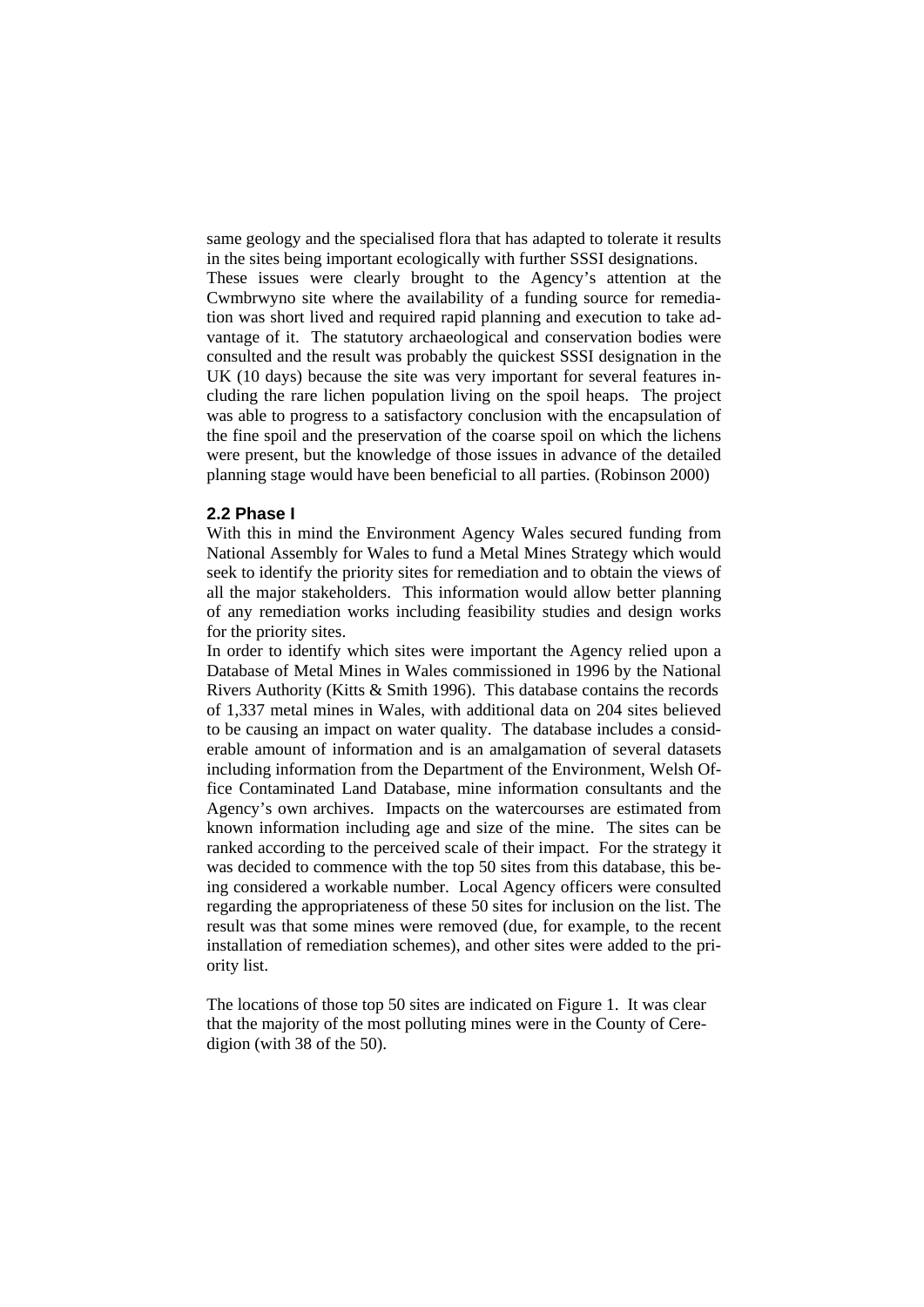same geology and the specialised flora that has adapted to tolerate it results in the sites being important ecologically with further SSSI designations.
These issues were clearly brought to the Agency's attention at the Cwmbrwyno site where the availability of a funding source for remediation was short lived and required rapid planning and execution to take advantage of it. The statutory archaeological and conservation bodies were consulted and the result was probably the quickest SSSI designation in the UK (10 days) because the site was very important for several features including the rare lichen population living on the spoil heaps. The project was able to progress to a satisfactory conclusion with the encapsulation of the fine spoil and the preservation of the coarse spoil on which the lichens were present, but the knowledge of those issues in advance of the detailed planning stage would have been beneficial to all parties. (Robinson 2000)

### 2.2 Phase I

With this in mind the Environment Agency Wales secured funding from National Assembly for Wales to fund a Metal Mines Strategy which would seek to identify the priority sites for remediation and to obtain the views of all the major stakeholders. This information would allow better planning of any remediation works including feasibility studies and design works for the priority sites.
In order to identify which sites were important the Agency relied upon a Database of Metal Mines in Wales commissioned in 1996 by the National Rivers Authority (Kitts & Smith 1996). This database contains the records of 1,337 metal mines in Wales, with additional data on 204 sites believed to be causing an impact on water quality. The database includes a considerable amount of information and is an amalgamation of several datasets including information from the Department of the Environment, Welsh Office Contaminated Land Database, mine information consultants and the Agency's own archives. Impacts on the watercourses are estimated from known information including age and size of the mine. The sites can be ranked according to the perceived scale of their impact. For the strategy it was decided to commence with the top 50 sites from this database, this being considered a workable number. Local Agency officers were consulted regarding the appropriateness of these 50 sites for inclusion on the list. The result was that some mines were removed (due, for example, to the recent installation of remediation schemes), and other sites were added to the priority list.

The locations of those top 50 sites are indicated on Figure 1. It was clear that the majority of the most polluting mines were in the County of Ceredigion (with 38 of the 50).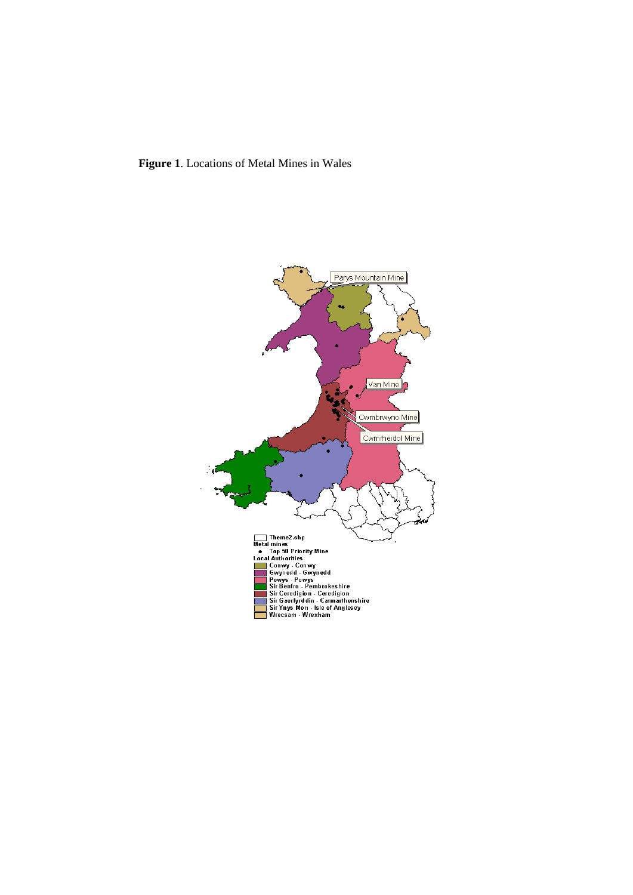**Figure 1**. Locations of Metal Mines in Wales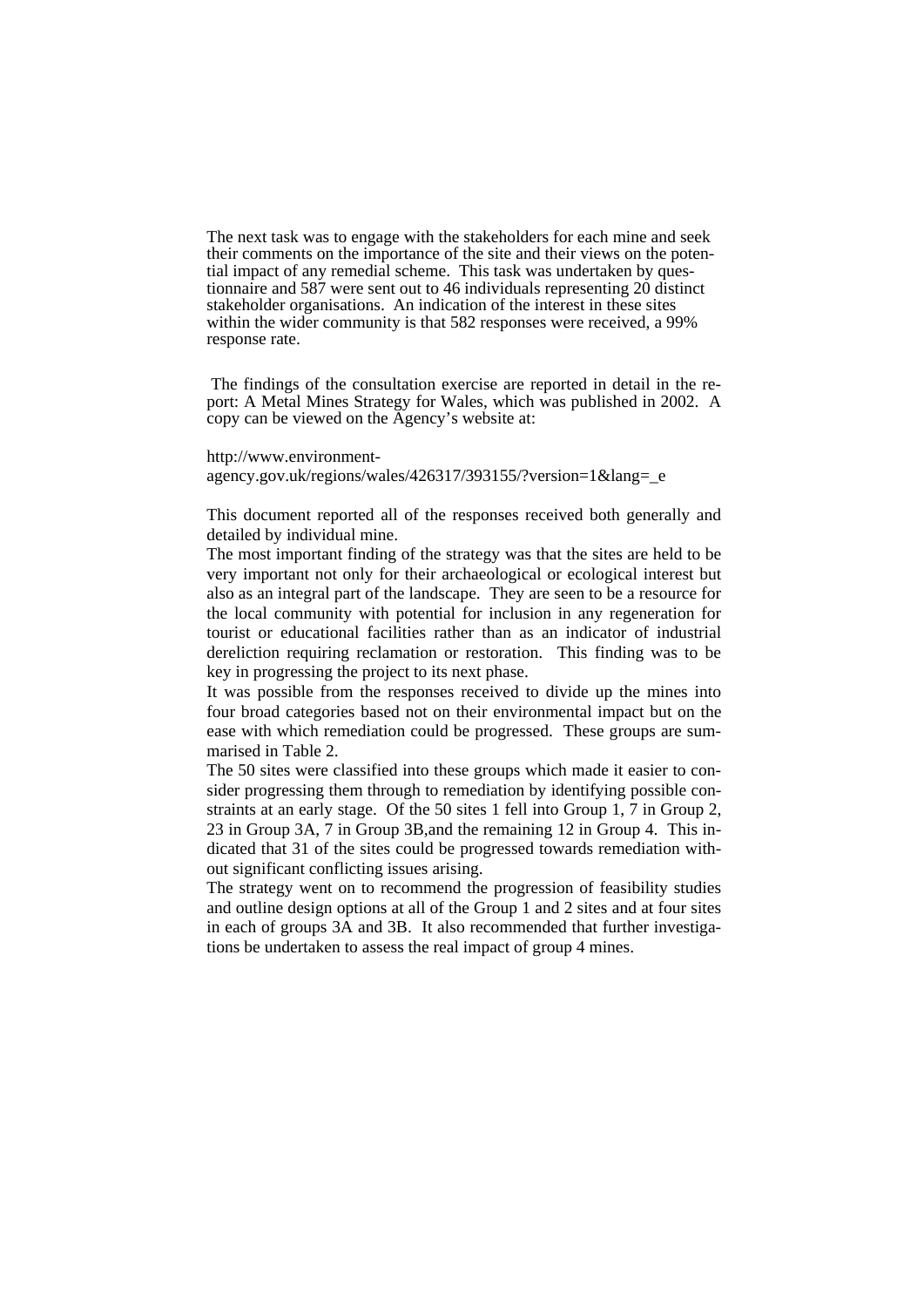The next task was to engage with the stakeholders for each mine and seek their comments on the importance of the site and their views on the potential impact of any remedial scheme. This task was undertaken by questionnaire and 587 were sent out to 46 individuals representing 20 distinct stakeholder organisations. An indication of the interest in these sites within the wider community is that 582 responses were received, a 99% response rate.

The findings of the consultation exercise are reported in detail in the report: A Metal Mines Strategy for Wales, which was published in 2002. A copy can be viewed on the Agency's website at:

http://www.environment-agency.gov.uk/regions/wales/426317/393155/?version=1&lang=_e

This document reported all of the responses received both generally and detailed by individual mine.

The most important finding of the strategy was that the sites are held to be very important not only for their archaeological or ecological interest but also as an integral part of the landscape. They are seen to be a resource for the local community with potential for inclusion in any regeneration for tourist or educational facilities rather than as an indicator of industrial dereliction requiring reclamation or restoration. This finding was to be key in progressing the project to its next phase.

It was possible from the responses received to divide up the mines into four broad categories based not on their environmental impact but on the ease with which remediation could be progressed. These groups are summarised in Table 2.

The 50 sites were classified into these groups which made it easier to consider progressing them through to remediation by identifying possible constraints at an early stage. Of the 50 sites 1 fell into Group 1, 7 in Group 2, 23 in Group 3A, 7 in Group 3B,and the remaining 12 in Group 4. This indicated that 31 of the sites could be progressed towards remediation without significant conflicting issues arising.

The strategy went on to recommend the progression of feasibility studies and outline design options at all of the Group 1 and 2 sites and at four sites in each of groups 3A and 3B. It also recommended that further investigations be undertaken to assess the real impact of group 4 mines.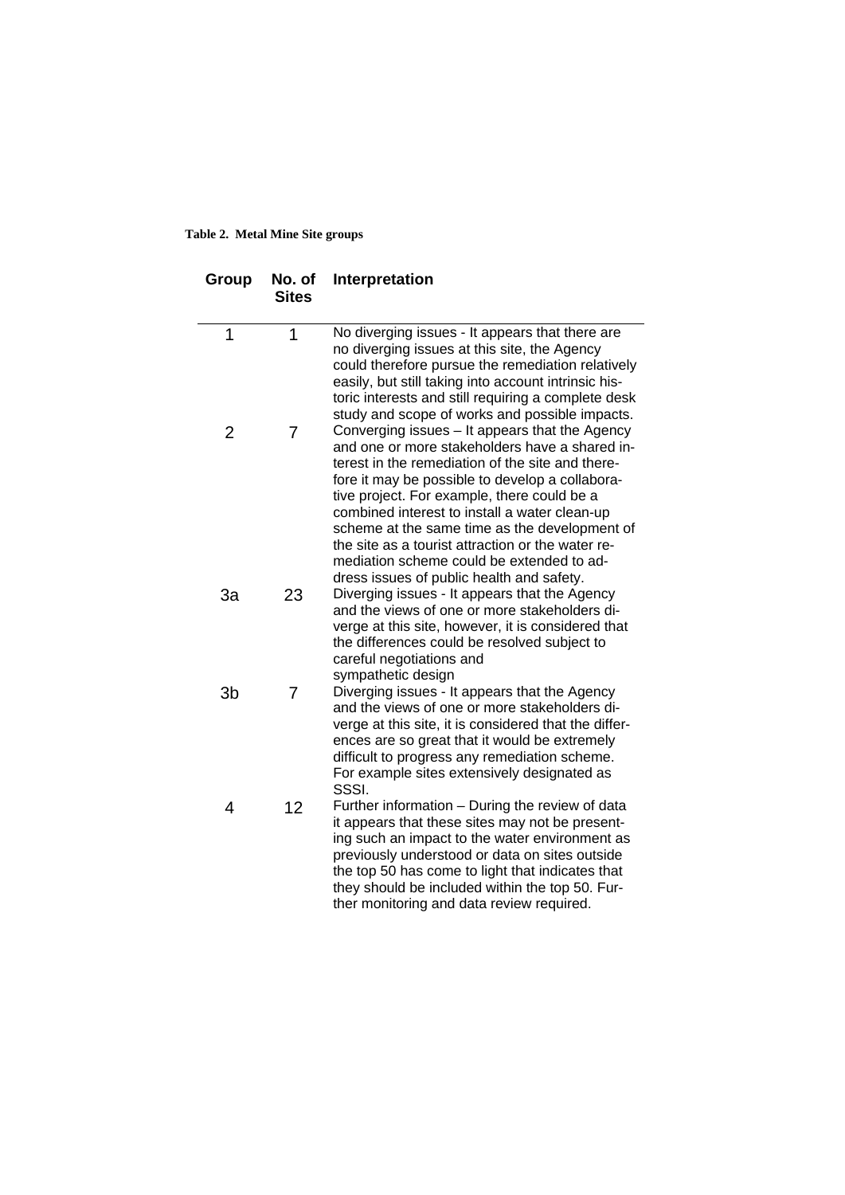**Table 2. Metal Mine Site groups**

| Group | No. of Sites | Interpretation |
|---|---|---|
| 1 | 1 | No diverging issues - It appears that there are no diverging issues at this site, the Agency could therefore pursue the remediation relatively easily, but still taking into account intrinsic historic interests and still requiring a complete desk study and scope of works and possible impacts. |
| 2 | 7 | Converging issues – It appears that the Agency and one or more stakeholders have a shared interest in the remediation of the site and therefore it may be possible to develop a collaborative project. For example, there could be a combined interest to install a water clean-up scheme at the same time as the development of the site as a tourist attraction or the water remediation scheme could be extended to address issues of public health and safety. |
| 3a | 23 | Diverging issues - It appears that the Agency and the views of one or more stakeholders diverge at this site, however, it is considered that the differences could be resolved subject to careful negotiations and sympathetic design |
| 3b | 7 | Diverging issues - It appears that the Agency and the views of one or more stakeholders diverge at this site, it is considered that the differences are so great that it would be extremely difficult to progress any remediation scheme. For example sites extensively designated as SSSI. |
| 4 | 12 | Further information – During the review of data it appears that these sites may not be presenting such an impact to the water environment as previously understood or data on sites outside the top 50 has come to light that indicates that they should be included within the top 50. Further monitoring and data review required. |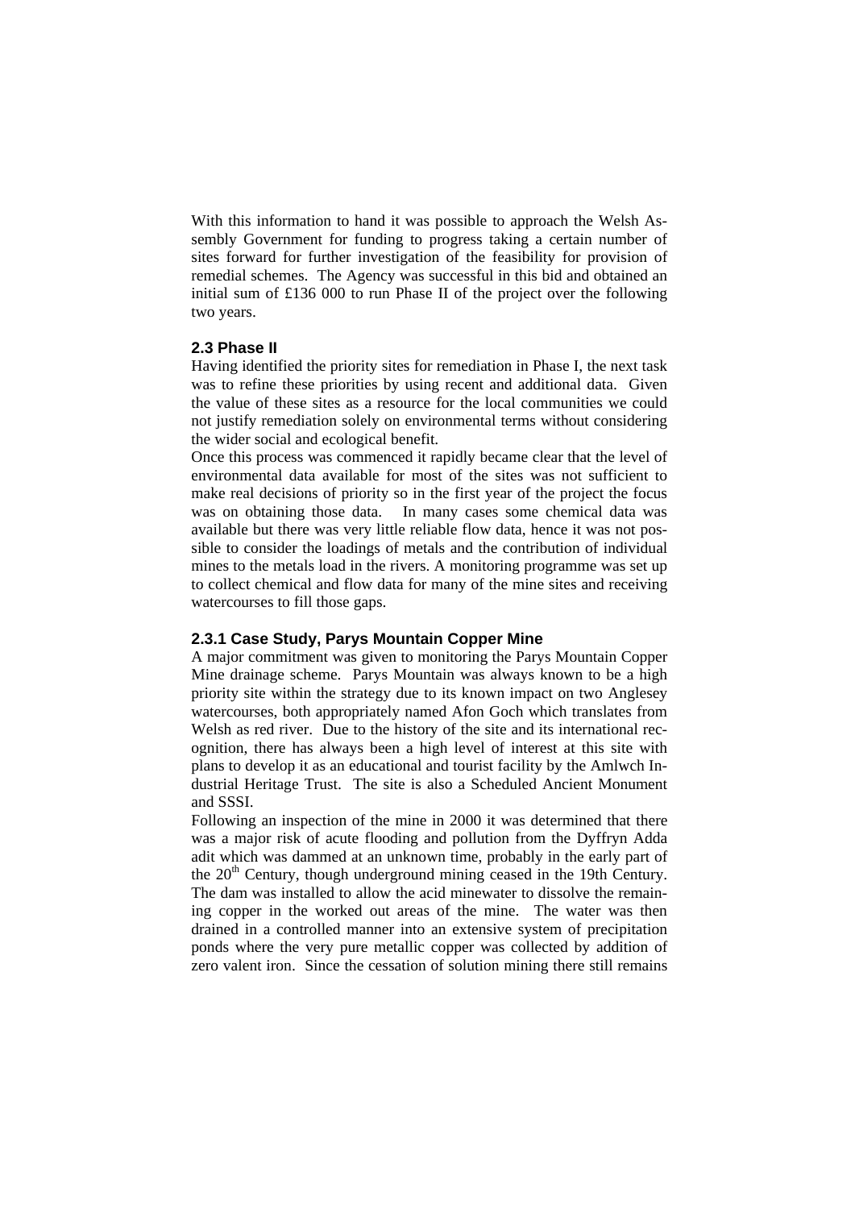With this information to hand it was possible to approach the Welsh Assembly Government for funding to progress taking a certain number of sites forward for further investigation of the feasibility for provision of remedial schemes. The Agency was successful in this bid and obtained an initial sum of £136 000 to run Phase II of the project over the following two years.

### 2.3 Phase II

Having identified the priority sites for remediation in Phase I, the next task was to refine these priorities by using recent and additional data. Given the value of these sites as a resource for the local communities we could not justify remediation solely on environmental terms without considering the wider social and ecological benefit.

Once this process was commenced it rapidly became clear that the level of environmental data available for most of the sites was not sufficient to make real decisions of priority so in the first year of the project the focus was on obtaining those data. In many cases some chemical data was available but there was very little reliable flow data, hence it was not possible to consider the loadings of metals and the contribution of individual mines to the metals load in the rivers. A monitoring programme was set up to collect chemical and flow data for many of the mine sites and receiving watercourses to fill those gaps.

#### 2.3.1 Case Study, Parys Mountain Copper Mine

A major commitment was given to monitoring the Parys Mountain Copper Mine drainage scheme. Parys Mountain was always known to be a high priority site within the strategy due to its known impact on two Anglesey watercourses, both appropriately named Afon Goch which translates from Welsh as red river. Due to the history of the site and its international recognition, there has always been a high level of interest at this site with plans to develop it as an educational and tourist facility by the Amlwch Industrial Heritage Trust. The site is also a Scheduled Ancient Monument and SSSI.

Following an inspection of the mine in 2000 it was determined that there was a major risk of acute flooding and pollution from the Dyffryn Adda adit which was dammed at an unknown time, probably in the early part of the 20th Century, though underground mining ceased in the 19th Century. The dam was installed to allow the acid minewater to dissolve the remaining copper in the worked out areas of the mine. The water was then drained in a controlled manner into an extensive system of precipitation ponds where the very pure metallic copper was collected by addition of zero valent iron. Since the cessation of solution mining there still remains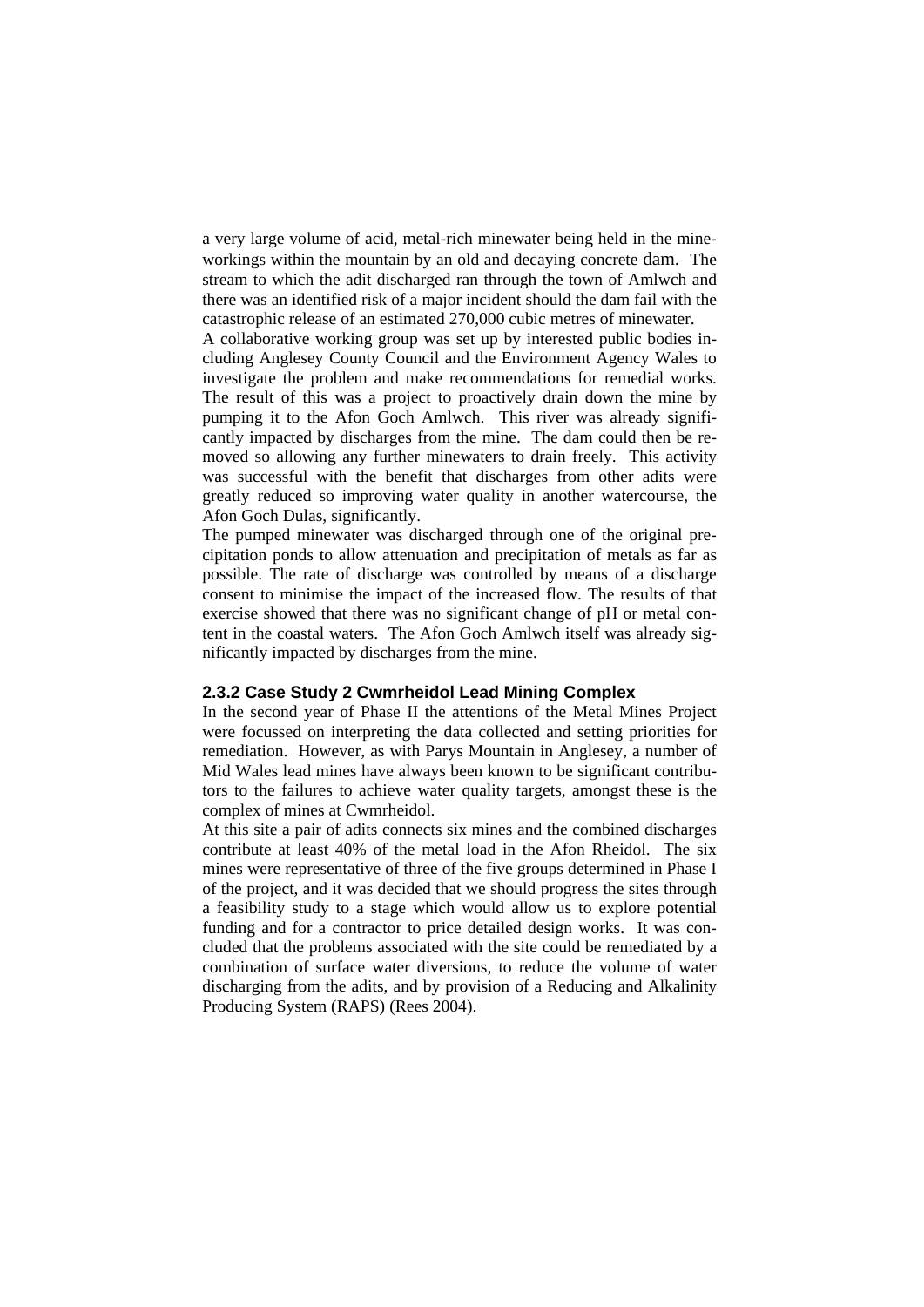a very large volume of acid, metal-rich minewater being held in the mine-workings within the mountain by an old and decaying concrete dam. The stream to which the adit discharged ran through the town of Amlwch and there was an identified risk of a major incident should the dam fail with the catastrophic release of an estimated 270,000 cubic metres of minewater.

A collaborative working group was set up by interested public bodies including Anglesey County Council and the Environment Agency Wales to investigate the problem and make recommendations for remedial works. The result of this was a project to proactively drain down the mine by pumping it to the Afon Goch Amlwch. This river was already significantly impacted by discharges from the mine. The dam could then be removed so allowing any further minewaters to drain freely. This activity was successful with the benefit that discharges from other adits were greatly reduced so improving water quality in another watercourse, the Afon Goch Dulas, significantly.

The pumped minewater was discharged through one of the original precipitation ponds to allow attenuation and precipitation of metals as far as possible. The rate of discharge was controlled by means of a discharge consent to minimise the impact of the increased flow. The results of that exercise showed that there was no significant change of pH or metal content in the coastal waters. The Afon Goch Amlwch itself was already significantly impacted by discharges from the mine.

### 2.3.2 Case Study 2 Cwmrheidol Lead Mining Complex

In the second year of Phase II the attentions of the Metal Mines Project were focussed on interpreting the data collected and setting priorities for remediation. However, as with Parys Mountain in Anglesey, a number of Mid Wales lead mines have always been known to be significant contributors to the failures to achieve water quality targets, amongst these is the complex of mines at Cwmrheidol.

At this site a pair of adits connects six mines and the combined discharges contribute at least 40% of the metal load in the Afon Rheidol. The six mines were representative of three of the five groups determined in Phase I of the project, and it was decided that we should progress the sites through a feasibility study to a stage which would allow us to explore potential funding and for a contractor to price detailed design works. It was concluded that the problems associated with the site could be remediated by a combination of surface water diversions, to reduce the volume of water discharging from the adits, and by provision of a Reducing and Alkalinity Producing System (RAPS) (Rees 2004).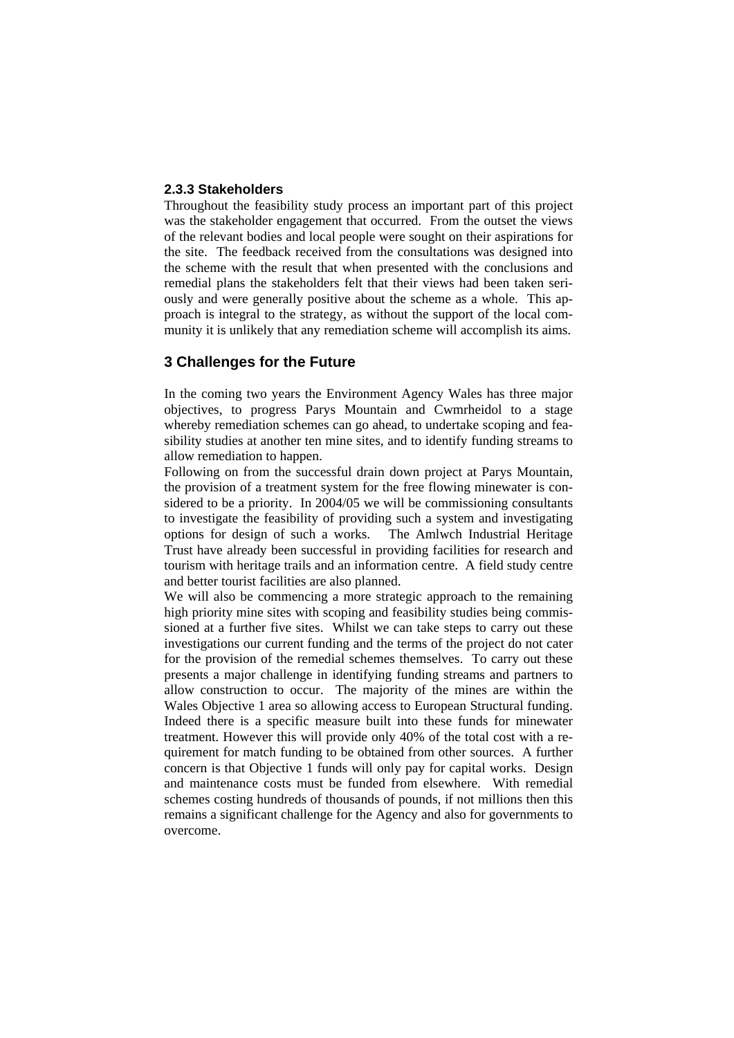### 2.3.3 Stakeholders

Throughout the feasibility study process an important part of this project was the stakeholder engagement that occurred. From the outset the views of the relevant bodies and local people were sought on their aspirations for the site. The feedback received from the consultations was designed into the scheme with the result that when presented with the conclusions and remedial plans the stakeholders felt that their views had been taken seriously and were generally positive about the scheme as a whole. This approach is integral to the strategy, as without the support of the local community it is unlikely that any remediation scheme will accomplish its aims.

## 3 Challenges for the Future

In the coming two years the Environment Agency Wales has three major objectives, to progress Parys Mountain and Cwmrheidol to a stage whereby remediation schemes can go ahead, to undertake scoping and feasibility studies at another ten mine sites, and to identify funding streams to allow remediation to happen.

Following on from the successful drain down project at Parys Mountain, the provision of a treatment system for the free flowing minewater is considered to be a priority. In 2004/05 we will be commissioning consultants to investigate the feasibility of providing such a system and investigating options for design of such a works. The Amlwch Industrial Heritage Trust have already been successful in providing facilities for research and tourism with heritage trails and an information centre. A field study centre and better tourist facilities are also planned.

We will also be commencing a more strategic approach to the remaining high priority mine sites with scoping and feasibility studies being commissioned at a further five sites. Whilst we can take steps to carry out these investigations our current funding and the terms of the project do not cater for the provision of the remedial schemes themselves. To carry out these presents a major challenge in identifying funding streams and partners to allow construction to occur. The majority of the mines are within the Wales Objective 1 area so allowing access to European Structural funding. Indeed there is a specific measure built into these funds for minewater treatment. However this will provide only 40% of the total cost with a requirement for match funding to be obtained from other sources. A further concern is that Objective 1 funds will only pay for capital works. Design and maintenance costs must be funded from elsewhere. With remedial schemes costing hundreds of thousands of pounds, if not millions then this remains a significant challenge for the Agency and also for governments to overcome.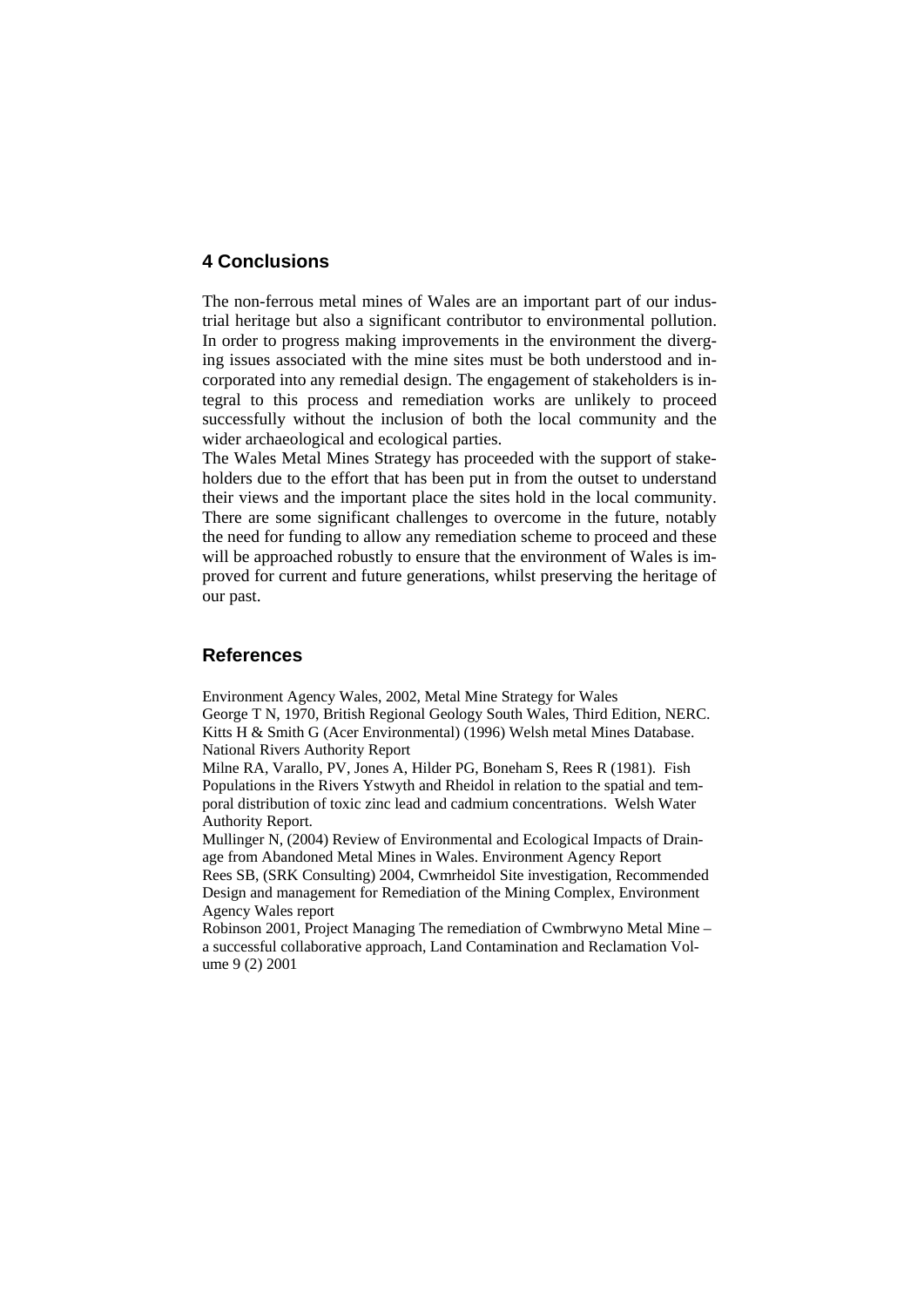## 4 Conclusions

The non-ferrous metal mines of Wales are an important part of our industrial heritage but also a significant contributor to environmental pollution. In order to progress making improvements in the environment the diverging issues associated with the mine sites must be both understood and incorporated into any remedial design. The engagement of stakeholders is integral to this process and remediation works are unlikely to proceed successfully without the inclusion of both the local community and the wider archaeological and ecological parties.

The Wales Metal Mines Strategy has proceeded with the support of stakeholders due to the effort that has been put in from the outset to understand their views and the important place the sites hold in the local community. There are some significant challenges to overcome in the future, notably the need for funding to allow any remediation scheme to proceed and these will be approached robustly to ensure that the environment of Wales is improved for current and future generations, whilst preserving the heritage of our past.

## References

Environment Agency Wales, 2002, Metal Mine Strategy for Wales

George T N, 1970, British Regional Geology South Wales, Third Edition, NERC.

Kitts H & Smith G (Acer Environmental) (1996) Welsh metal Mines Database. National Rivers Authority Report

Milne RA, Varallo, PV, Jones A, Hilder PG, Boneham S, Rees R (1981). Fish Populations in the Rivers Ystwyth and Rheidol in relation to the spatial and temporal distribution of toxic zinc lead and cadmium concentrations. Welsh Water Authority Report.

Mullinger N, (2004) Review of Environmental and Ecological Impacts of Drainage from Abandoned Metal Mines in Wales. Environment Agency Report

Rees SB, (SRK Consulting) 2004, Cwmrheidol Site investigation, Recommended Design and management for Remediation of the Mining Complex, Environment Agency Wales report

Robinson 2001, Project Managing The remediation of Cwmbrwyno Metal Mine – a successful collaborative approach, Land Contamination and Reclamation Volume 9 (2) 2001